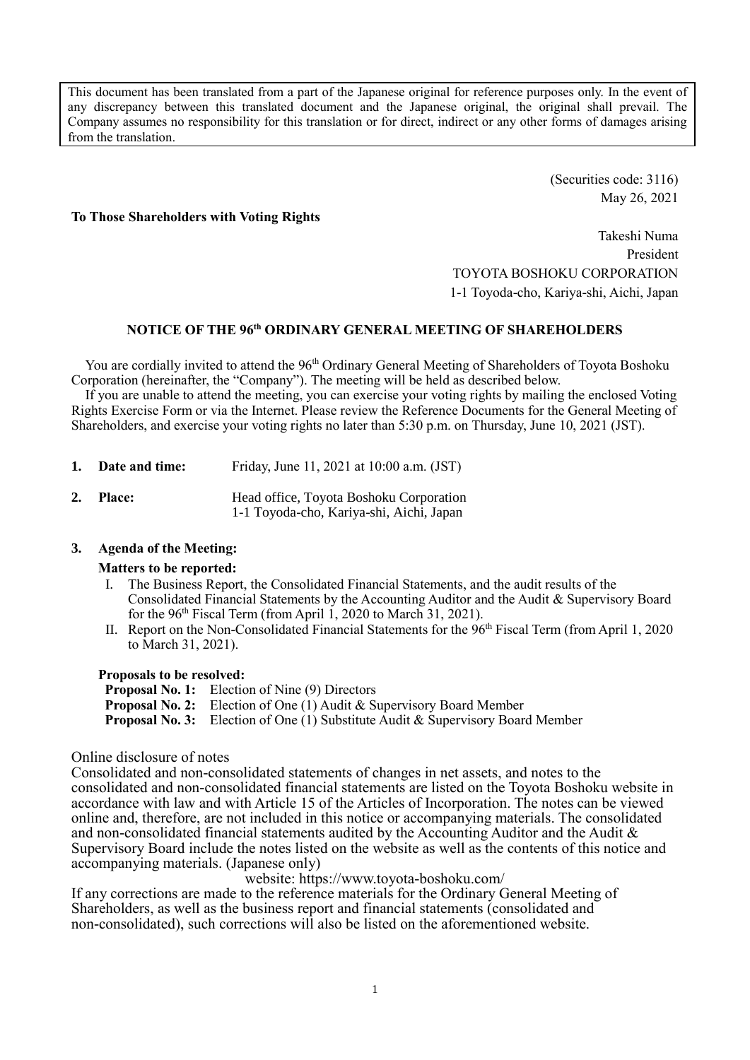This document has been translated from a part of the Japanese original for reference purposes only. In the event of any discrepancy between this translated document and the Japanese original, the original shall prevail. The Company assumes no responsibility for this translation or for direct, indirect or any other forms of damages arising from the translation.

(Securities code: 3116)
May 26, 2021

**To Those Shareholders with Voting Rights**

Takeshi Numa
President
TOYOTA BOSHOKU CORPORATION
1-1 Toyoda-cho, Kariya-shi, Aichi, Japan

## NOTICE OF THE 96th ORDINARY GENERAL MEETING OF SHAREHOLDERS

You are cordially invited to attend the 96th Ordinary General Meeting of Shareholders of Toyota Boshoku Corporation (hereinafter, the "Company"). The meeting will be held as described below.

If you are unable to attend the meeting, you can exercise your voting rights by mailing the enclosed Voting Rights Exercise Form or via the Internet. Please review the Reference Documents for the General Meeting of Shareholders, and exercise your voting rights no later than 5:30 p.m. on Thursday, June 10, 2021 (JST).

1. **Date and time:** Friday, June 11, 2021 at 10:00 a.m. (JST)

2. **Place:** Head office, Toyota Boshoku Corporation
   1-1 Toyoda-cho, Kariya-shi, Aichi, Japan

3. **Agenda of the Meeting:**

   **Matters to be reported:**

   I. The Business Report, the Consolidated Financial Statements, and the audit results of the Consolidated Financial Statements by the Accounting Auditor and the Audit & Supervisory Board for the 96th Fiscal Term (from April 1, 2020 to March 31, 2021).

   II. Report on the Non-Consolidated Financial Statements for the 96th Fiscal Term (from April 1, 2020 to March 31, 2021).

   **Proposals to be resolved:**

   **Proposal No. 1:** Election of Nine (9) Directors
   **Proposal No. 2:** Election of One (1) Audit & Supervisory Board Member
   **Proposal No. 3:** Election of One (1) Substitute Audit & Supervisory Board Member

Online disclosure of notes

Consolidated and non-consolidated statements of changes in net assets, and notes to the consolidated and non-consolidated financial statements are listed on the Toyota Boshoku website in accordance with law and with Article 15 of the Articles of Incorporation. The notes can be viewed online and, therefore, are not included in this notice or accompanying materials. The consolidated and non-consolidated financial statements audited by the Accounting Auditor and the Audit & Supervisory Board include the notes listed on the website as well as the contents of this notice and accompanying materials. (Japanese only)

website: https://www.toyota-boshoku.com/

If any corrections are made to the reference materials for the Ordinary General Meeting of Shareholders, as well as the business report and financial statements (consolidated and non-consolidated), such corrections will also be listed on the aforementioned website.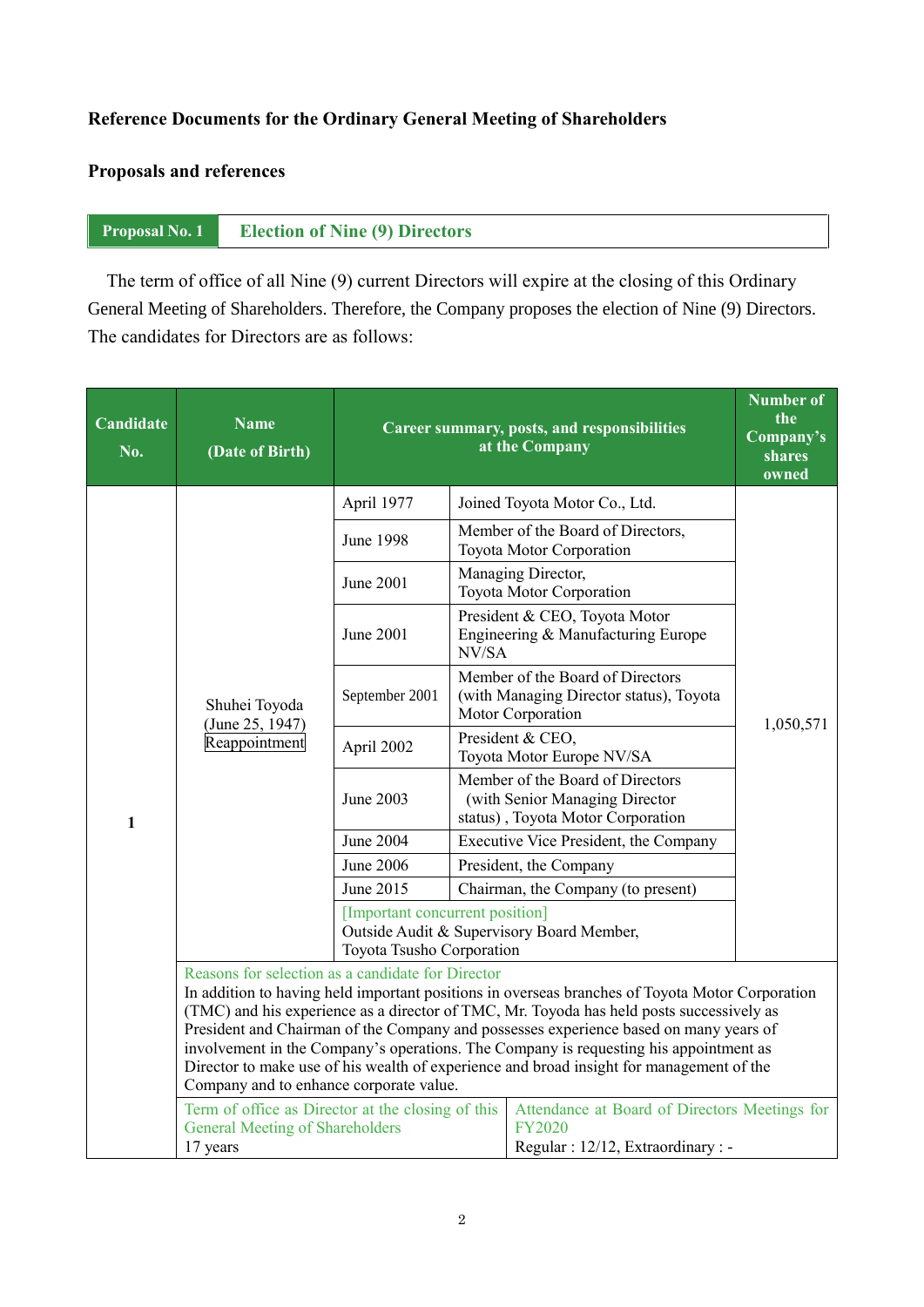**Reference Documents for the Ordinary General Meeting of Shareholders**

**Proposals and references**

| **Proposal No. 1** | **Election of Nine (9) Directors** |
|---|---|

The term of office of all Nine (9) current Directors will expire at the closing of this Ordinary General Meeting of Shareholders. Therefore, the Company proposes the election of Nine (9) Directors. The candidates for Directors are as follows:

| Candidate No. | Name (Date of Birth) | Career summary, posts, and responsibilities at the Company | | Number of the Company's shares owned |
|---|---|---|---|---|
| 1 | Shuhei Toyoda (June 25, 1947) Reappointment | April 1977 | Joined Toyota Motor Co., Ltd. | 1,050,571 |
| | | June 1998 | Member of the Board of Directors, Toyota Motor Corporation | |
| | | June 2001 | Managing Director, Toyota Motor Corporation | |
| | | June 2001 | President & CEO, Toyota Motor Engineering & Manufacturing Europe NV/SA | |
| | | September 2001 | Member of the Board of Directors (with Managing Director status), Toyota Motor Corporation | |
| | | April 2002 | President & CEO, Toyota Motor Europe NV/SA | |
| | | June 2003 | Member of the Board of Directors (with Senior Managing Director status) , Toyota Motor Corporation | |
| | | June 2004 | Executive Vice President, the Company | |
| | | June 2006 | President, the Company | |
| | | June 2015 | Chairman, the Company (to present) | |
| | | [Important concurrent position] Outside Audit & Supervisory Board Member, Toyota Tsusho Corporation | | |
| | Reasons for selection as a candidate for Director<br>In addition to having held important positions in overseas branches of Toyota Motor Corporation (TMC) and his experience as a director of TMC, Mr. Toyoda has held posts successively as President and Chairman of the Company and possesses experience based on many years of involvement in the Company's operations. The Company is requesting his appointment as Director to make use of his wealth of experience and broad insight for management of the Company and to enhance corporate value. | | | |
| | Term of office as Director at the closing of this General Meeting of Shareholders<br>17 years | | Attendance at Board of Directors Meetings for FY2020<br>Regular : 12/12, Extraordinary : - | |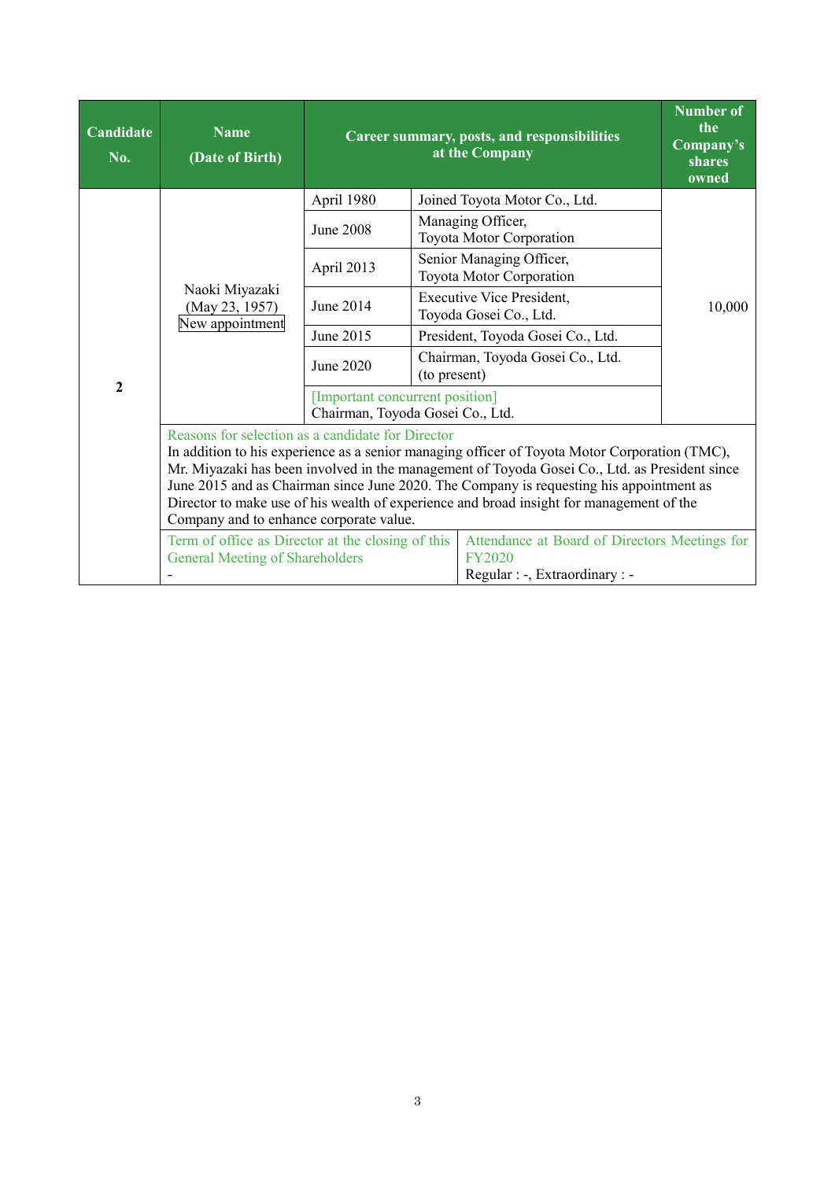| Candidate No. | Name (Date of Birth) | Career summary, posts, and responsibilities at the Company | | Number of the Company's shares owned |
|---|---|---|---|---|
| 2 | Naoki Miyazaki (May 23, 1957) New appointment | April 1980 | Joined Toyota Motor Co., Ltd. | 10,000 |
| | | June 2008 | Managing Officer, Toyota Motor Corporation | |
| | | April 2013 | Senior Managing Officer, Toyota Motor Corporation | |
| | | June 2014 | Executive Vice President, Toyoda Gosei Co., Ltd. | |
| | | June 2015 | President, Toyoda Gosei Co., Ltd. | |
| | | June 2020 | Chairman, Toyoda Gosei Co., Ltd. (to present) | |
| | | [Important concurrent position] Chairman, Toyoda Gosei Co., Ltd. | | |
| | Reasons for selection as a candidate for Director<br>In addition to his experience as a senior managing officer of Toyota Motor Corporation (TMC), Mr. Miyazaki has been involved in the management of Toyoda Gosei Co., Ltd. as President since June 2015 and as Chairman since June 2020. The Company is requesting his appointment as Director to make use of his wealth of experience and broad insight for management of the Company and to enhance corporate value. | | | |
| | Term of office as Director at the closing of this General Meeting of Shareholders<br>- | | Attendance at Board of Directors Meetings for FY2020<br>Regular : -, Extraordinary : - | |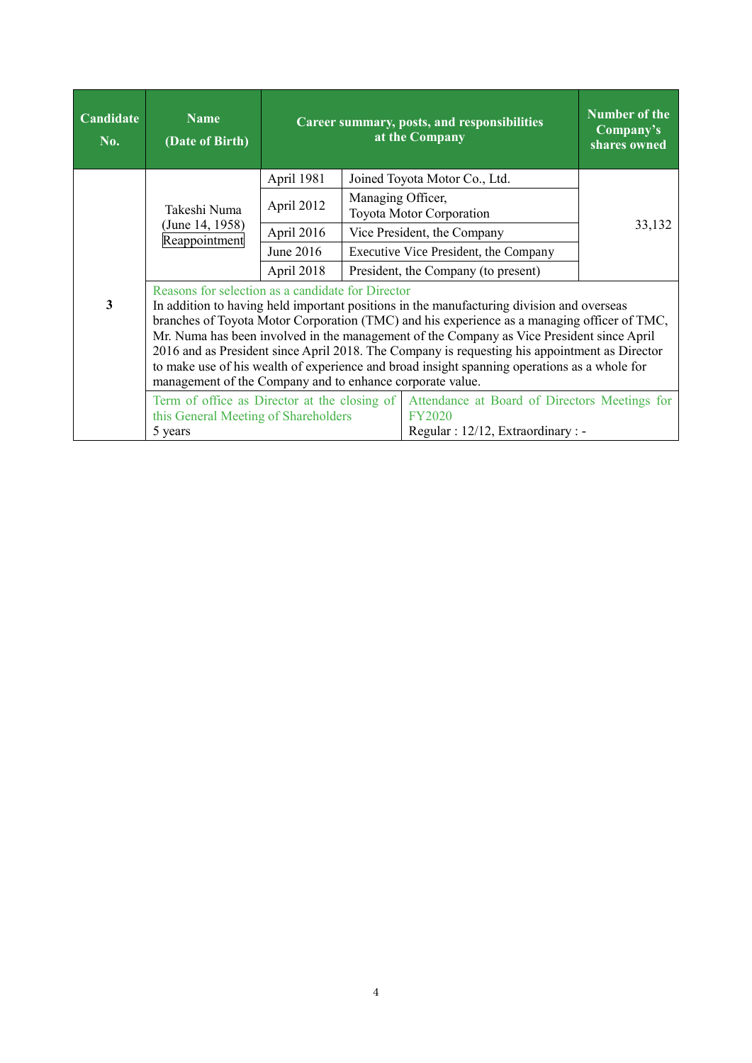| Candidate No. | Name (Date of Birth) | Career summary, posts, and responsibilities at the Company | | Number of the Company's shares owned |
|---|---|---|---|---|
| 3 | Takeshi Numa (June 14, 1958) Reappointment | April 1981 | Joined Toyota Motor Co., Ltd. | 33,132 |
| | | April 2012 | Managing Officer, Toyota Motor Corporation | |
| | | April 2016 | Vice President, the Company | |
| | | June 2016 | Executive Vice President, the Company | |
| | | April 2018 | President, the Company (to present) | |

**Reasons for selection as a candidate for Director**

In addition to having held important positions in the manufacturing division and overseas branches of Toyota Motor Corporation (TMC) and his experience as a managing officer of TMC, Mr. Numa has been involved in the management of the Company as Vice President since April 2016 and as President since April 2018. The Company is requesting his appointment as Director to make use of his wealth of experience and broad insight spanning operations as a whole for management of the Company and to enhance corporate value.

| Term of office as Director at the closing of this General Meeting of Shareholders | Attendance at Board of Directors Meetings for FY2020 |
|---|---|
| 5 years | Regular : 12/12, Extraordinary : - |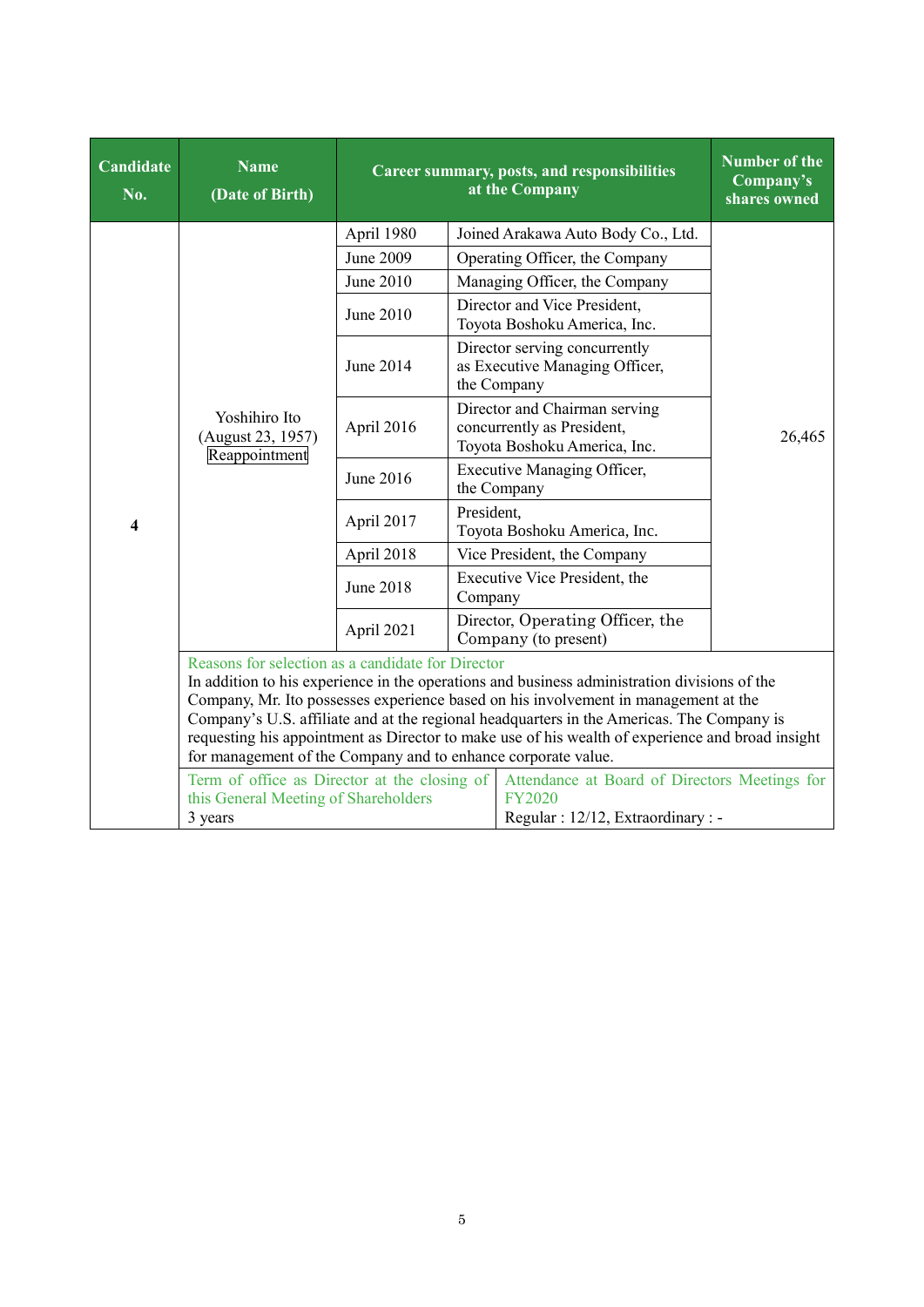| Candidate No. | Name (Date of Birth) | Career summary, posts, and responsibilities at the Company | | Number of the Company's shares owned |
|---|---|---|---|---|
| 4 | Yoshihiro Ito (August 23, 1957) Reappointment | April 1980 | Joined Arakawa Auto Body Co., Ltd. | 26,465 |
| | | June 2009 | Operating Officer, the Company | |
| | | June 2010 | Managing Officer, the Company | |
| | | June 2010 | Director and Vice President, Toyota Boshoku America, Inc. | |
| | | June 2014 | Director serving concurrently as Executive Managing Officer, the Company | |
| | | April 2016 | Director and Chairman serving concurrently as President, Toyota Boshoku America, Inc. | |
| | | June 2016 | Executive Managing Officer, the Company | |
| | | April 2017 | President, Toyota Boshoku America, Inc. | |
| | | April 2018 | Vice President, the Company | |
| | | June 2018 | Executive Vice President, the Company | |
| | | April 2021 | Director, Operating Officer, the Company (to present) | |

Reasons for selection as a candidate for Director

In addition to his experience in the operations and business administration divisions of the Company, Mr. Ito possesses experience based on his involvement in management at the Company's U.S. affiliate and at the regional headquarters in the Americas. The Company is requesting his appointment as Director to make use of his wealth of experience and broad insight for management of the Company and to enhance corporate value.

| Term of office as Director at the closing of this General Meeting of Shareholders | Attendance at Board of Directors Meetings for FY2020 |
|---|---|
| 3 years | Regular : 12/12, Extraordinary : - |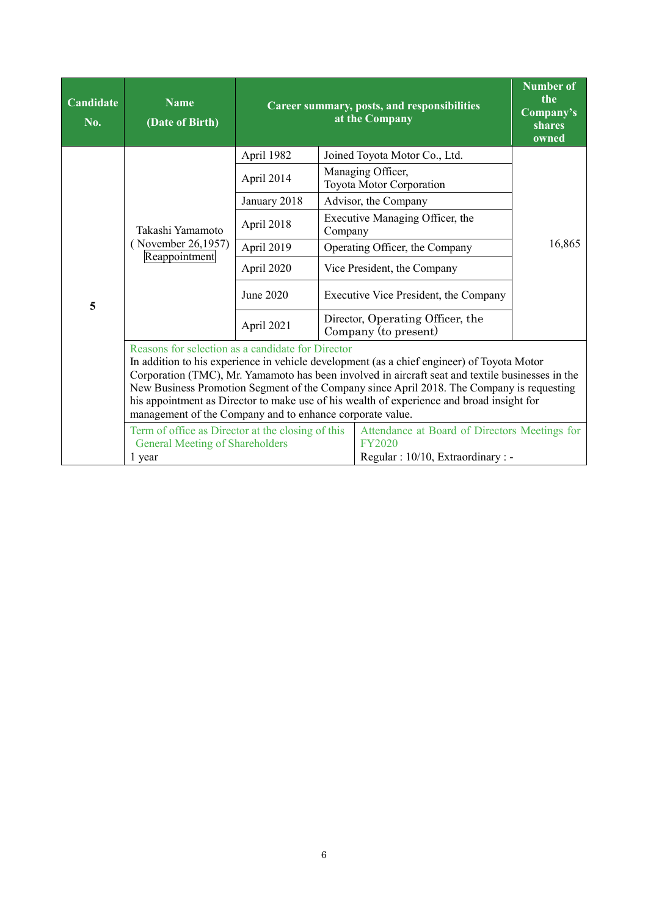| Candidate No. | Name (Date of Birth) | Career summary, posts, and responsibilities at the Company | | Number of the Company's shares owned |
|---|---|---|---|---|
| 5 | Takashi Yamamoto (November 26,1957) Reappointment | April 1982 | Joined Toyota Motor Co., Ltd. | 16,865 |
| | | April 2014 | Managing Officer, Toyota Motor Corporation | |
| | | January 2018 | Advisor, the Company | |
| | | April 2018 | Executive Managing Officer, the Company | |
| | | April 2019 | Operating Officer, the Company | |
| | | April 2020 | Vice President, the Company | |
| | | June 2020 | Executive Vice President, the Company | |
| | | April 2021 | Director, Operating Officer, the Company (to present) | |

**Reasons for selection as a candidate for Director**

In addition to his experience in vehicle development (as a chief engineer) of Toyota Motor Corporation (TMC), Mr. Yamamoto has been involved in aircraft seat and textile businesses in the New Business Promotion Segment of the Company since April 2018. The Company is requesting his appointment as Director to make use of his wealth of experience and broad insight for management of the Company and to enhance corporate value.

| Term of office as Director at the closing of this General Meeting of Shareholders | Attendance at Board of Directors Meetings for FY2020 |
|---|---|
| 1 year | Regular : 10/10, Extraordinary : - |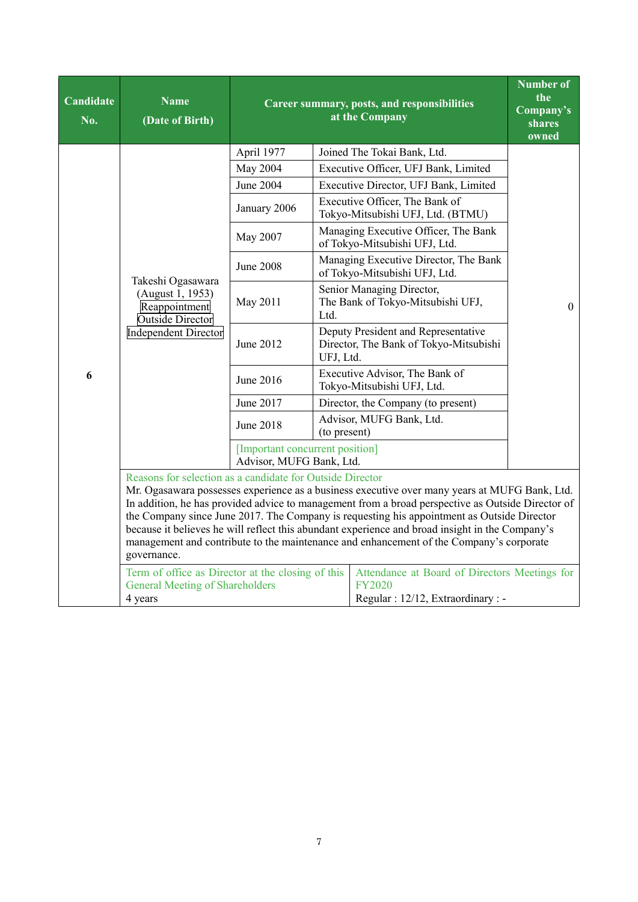| Candidate No. | Name (Date of Birth) | Career summary, posts, and responsibilities at the Company | | Number of the Company's shares owned |
|---|---|---|---|---|
| 6 | Takeshi Ogasawara (August 1, 1953) Reappointment Outside Director Independent Director | April 1977 | Joined The Tokai Bank, Ltd. | 0 |
| | | May 2004 | Executive Officer, UFJ Bank, Limited | |
| | | June 2004 | Executive Director, UFJ Bank, Limited | |
| | | January 2006 | Executive Officer, The Bank of Tokyo-Mitsubishi UFJ, Ltd. (BTMU) | |
| | | May 2007 | Managing Executive Officer, The Bank of Tokyo-Mitsubishi UFJ, Ltd. | |
| | | June 2008 | Managing Executive Director, The Bank of Tokyo-Mitsubishi UFJ, Ltd. | |
| | | May 2011 | Senior Managing Director, The Bank of Tokyo-Mitsubishi UFJ, Ltd. | |
| | | June 2012 | Deputy President and Representative Director, The Bank of Tokyo-Mitsubishi UFJ, Ltd. | |
| | | June 2016 | Executive Advisor, The Bank of Tokyo-Mitsubishi UFJ, Ltd. | |
| | | June 2017 | Director, the Company (to present) | |
| | | June 2018 | Advisor, MUFG Bank, Ltd. (to present) | |
| | | [Important concurrent position] Advisor, MUFG Bank, Ltd. | | |
| | Reasons for selection as a candidate for Outside Director<br>Mr. Ogasawara possesses experience as a business executive over many years at MUFG Bank, Ltd. In addition, he has provided advice to management from a broad perspective as Outside Director of the Company since June 2017. The Company is requesting his appointment as Outside Director because it believes he will reflect this abundant experience and broad insight in the Company's management and contribute to the maintenance and enhancement of the Company's corporate governance. | | | |
| | Term of office as Director at the closing of this General Meeting of Shareholders<br>4 years | | Attendance at Board of Directors Meetings for FY2020<br>Regular : 12/12, Extraordinary : - | |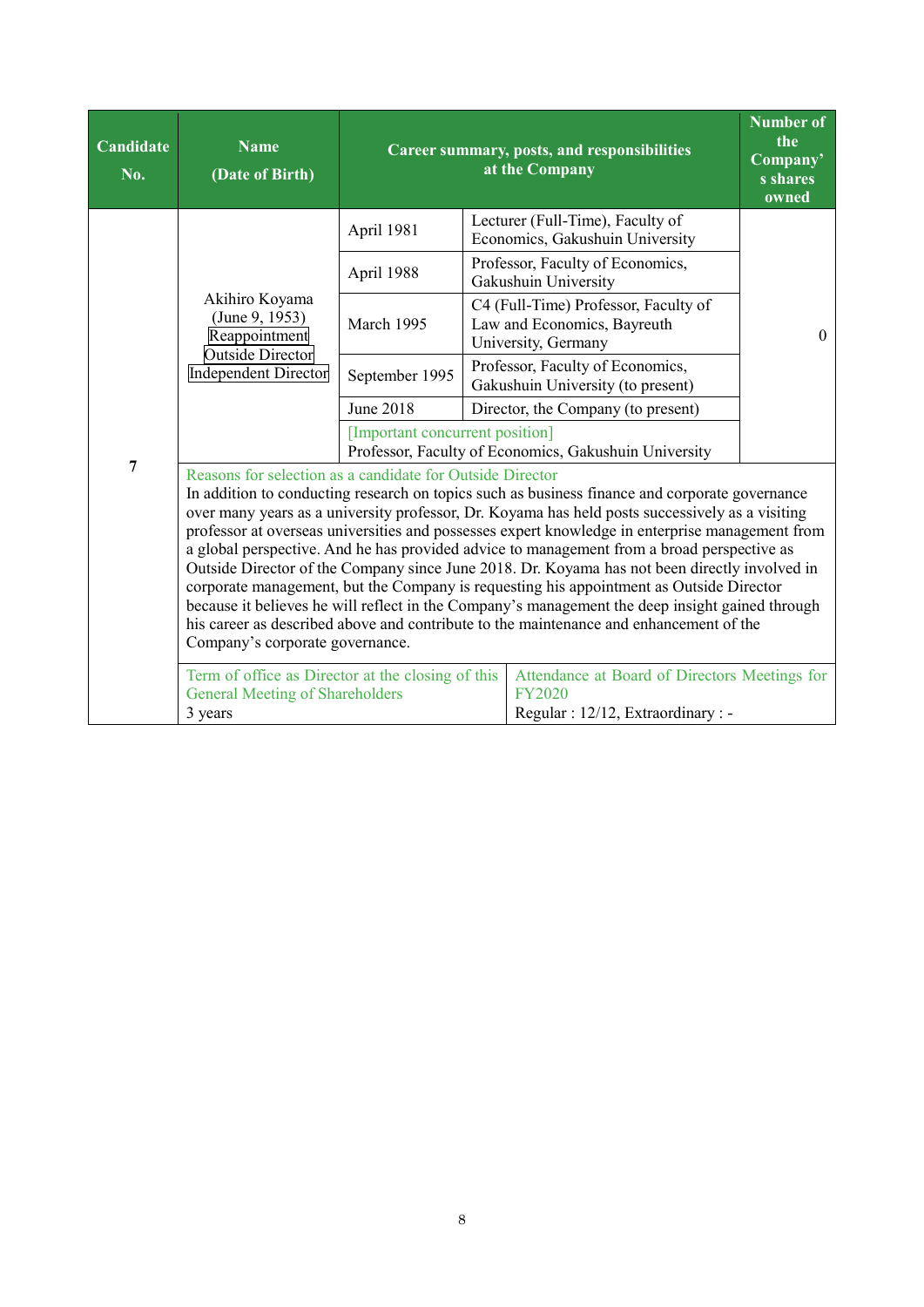| Candidate No. | Name (Date of Birth) | Career summary, posts, and responsibilities at the Company | | Number of the Company's shares owned |
|---|---|---|---|---|
| 7 | Akihiro Koyama (June 9, 1953) Reappointment Outside Director Independent Director | April 1981 | Lecturer (Full-Time), Faculty of Economics, Gakushuin University | 0 |
| | | April 1988 | Professor, Faculty of Economics, Gakushuin University | |
| | | March 1995 | C4 (Full-Time) Professor, Faculty of Law and Economics, Bayreuth University, Germany | |
| | | September 1995 | Professor, Faculty of Economics, Gakushuin University (to present) | |
| | | June 2018 | Director, the Company (to present) | |
| | | [Important concurrent position] Professor, Faculty of Economics, Gakushuin University | | |

**Reasons for selection as a candidate for Outside Director**

In addition to conducting research on topics such as business finance and corporate governance over many years as a university professor, Dr. Koyama has held posts successively as a visiting professor at overseas universities and possesses expert knowledge in enterprise management from a global perspective. And he has provided advice to management from a broad perspective as Outside Director of the Company since June 2018. Dr. Koyama has not been directly involved in corporate management, but the Company is requesting his appointment as Outside Director because it believes he will reflect in the Company's management the deep insight gained through his career as described above and contribute to the maintenance and enhancement of the Company's corporate governance.

| Term of office as Director at the closing of this General Meeting of Shareholders | Attendance at Board of Directors Meetings for FY2020 |
|---|---|
| 3 years | Regular : 12/12, Extraordinary : - |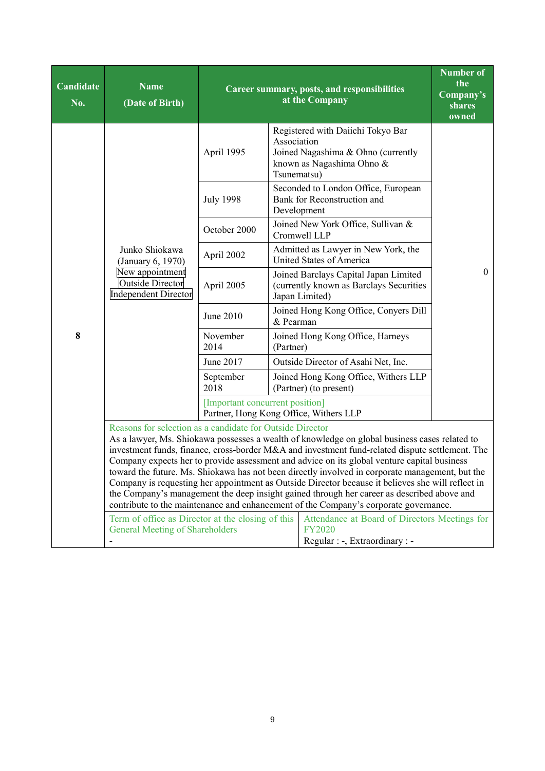| Candidate No. | Name (Date of Birth) | Career summary, posts, and responsibilities at the Company | | Number of the Company's shares owned |
|---|---|---|---|---|
| 8 | Junko Shiokawa (January 6, 1970) New appointment Outside Director Independent Director | April 1995 | Registered with Daiichi Tokyo Bar Association Joined Nagashima & Ohno (currently known as Nagashima Ohno & Tsunematsu) | 0 |
| | | July 1998 | Seconded to London Office, European Bank for Reconstruction and Development | |
| | | October 2000 | Joined New York Office, Sullivan & Cromwell LLP | |
| | | April 2002 | Admitted as Lawyer in New York, the United States of America | |
| | | April 2005 | Joined Barclays Capital Japan Limited (currently known as Barclays Securities Japan Limited) | |
| | | June 2010 | Joined Hong Kong Office, Conyers Dill & Pearman | |
| | | November 2014 | Joined Hong Kong Office, Harneys (Partner) | |
| | | June 2017 | Outside Director of Asahi Net, Inc. | |
| | | September 2018 | Joined Hong Kong Office, Withers LLP (Partner) (to present) | |
| | | [Important concurrent position] Partner, Hong Kong Office, Withers LLP | | |
| | Reasons for selection as a candidate for Outside Director<br>As a lawyer, Ms. Shiokawa possesses a wealth of knowledge on global business cases related to investment funds, finance, cross-border M&A and investment fund-related dispute settlement. The Company expects her to provide assessment and advice on its global venture capital business toward the future. Ms. Shiokawa has not been directly involved in corporate management, but the Company is requesting her appointment as Outside Director because it believes she will reflect in the Company's management the deep insight gained through her career as described above and contribute to the maintenance and enhancement of the Company's corporate governance. | | | |
| | Term of office as Director at the closing of this General Meeting of Shareholders<br>- | | Attendance at Board of Directors Meetings for FY2020<br>Regular : -, Extraordinary : - | |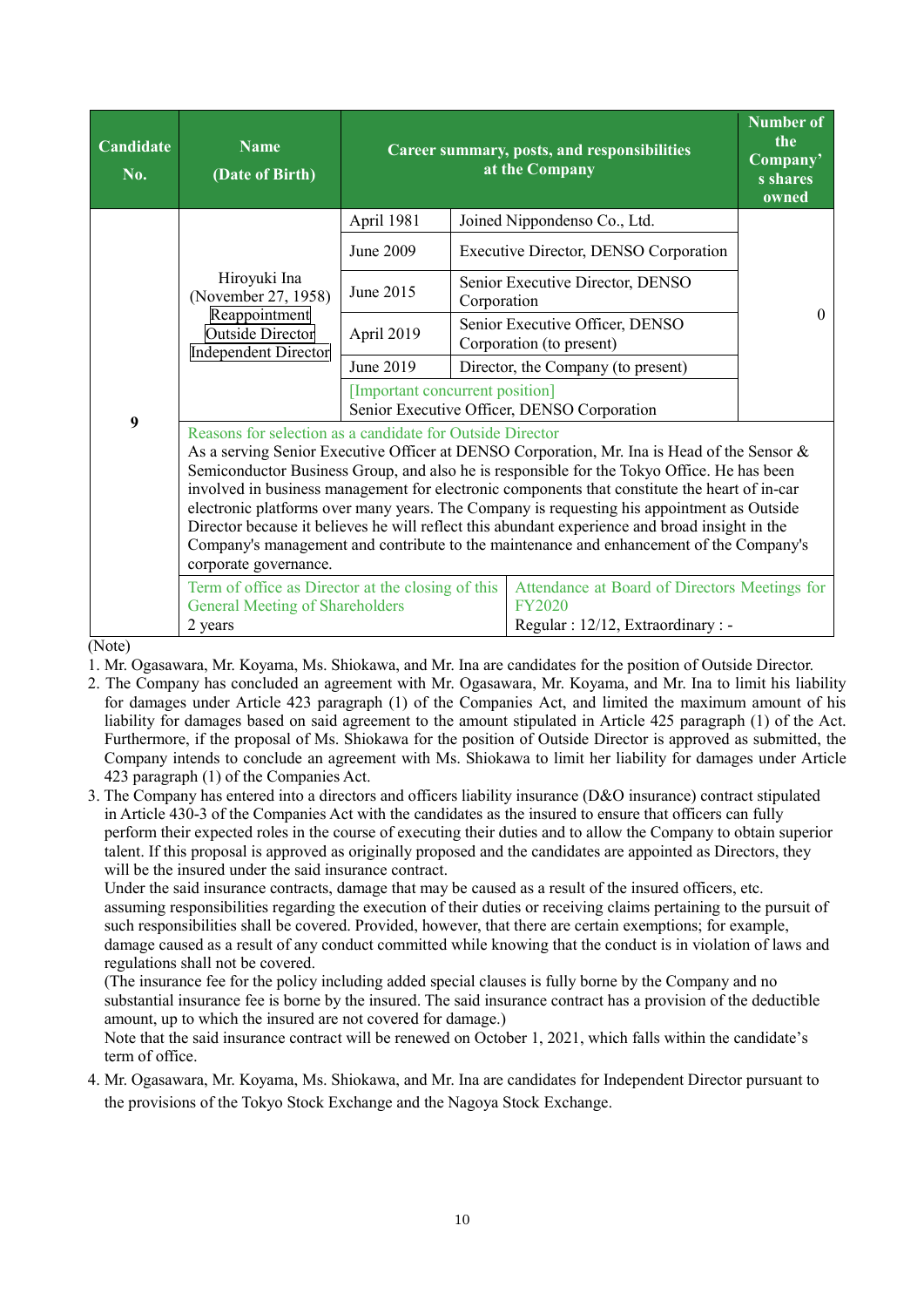| Candidate No. | Name (Date of Birth) | Career summary, posts, and responsibilities at the Company | | Number of the Company's shares owned |
|---|---|---|---|---|
| 9 | Hiroyuki Ina (November 27, 1958) Reappointment Outside Director Independent Director | April 1981 | Joined Nippondenso Co., Ltd. | 0 |
| | | June 2009 | Executive Director, DENSO Corporation | |
| | | June 2015 | Senior Executive Director, DENSO Corporation | |
| | | April 2019 | Senior Executive Officer, DENSO Corporation (to present) | |
| | | June 2019 | Director, the Company (to present) | |
| | | [Important concurrent position] Senior Executive Officer, DENSO Corporation | | |

**Reasons for selection as a candidate for Outside Director**

As a serving Senior Executive Officer at DENSO Corporation, Mr. Ina is Head of the Sensor & Semiconductor Business Group, and also he is responsible for the Tokyo Office. He has been involved in business management for electronic components that constitute the heart of in-car electronic platforms over many years. The Company is requesting his appointment as Outside Director because it believes he will reflect this abundant experience and broad insight in the Company's management and contribute to the maintenance and enhancement of the Company's corporate governance.

| Term of office as Director at the closing of this General Meeting of Shareholders | Attendance at Board of Directors Meetings for FY2020 |
|---|---|
| 2 years | Regular : 12/12, Extraordinary : - |

(Note)

1. Mr. Ogasawara, Mr. Koyama, Ms. Shiokawa, and Mr. Ina are candidates for the position of Outside Director.
2. The Company has concluded an agreement with Mr. Ogasawara, Mr. Koyama, and Mr. Ina to limit his liability for damages under Article 423 paragraph (1) of the Companies Act, and limited the maximum amount of his liability for damages based on said agreement to the amount stipulated in Article 425 paragraph (1) of the Act. Furthermore, if the proposal of Ms. Shiokawa for the position of Outside Director is approved as submitted, the Company intends to conclude an agreement with Ms. Shiokawa to limit her liability for damages under Article 423 paragraph (1) of the Companies Act.
3. The Company has entered into a directors and officers liability insurance (D&O insurance) contract stipulated in Article 430-3 of the Companies Act with the candidates as the insured to ensure that officers can fully perform their expected roles in the course of executing their duties and to allow the Company to obtain superior talent. If this proposal is approved as originally proposed and the candidates are appointed as Directors, they will be the insured under the said insurance contract.
   Under the said insurance contracts, damage that may be caused as a result of the insured officers, etc. assuming responsibilities regarding the execution of their duties or receiving claims pertaining to the pursuit of such responsibilities shall be covered. Provided, however, that there are certain exemptions; for example, damage caused as a result of any conduct committed while knowing that the conduct is in violation of laws and regulations shall not be covered.
   (The insurance fee for the policy including added special clauses is fully borne by the Company and no substantial insurance fee is borne by the insured. The said insurance contract has a provision of the deductible amount, up to which the insured are not covered for damage.)
   Note that the said insurance contract will be renewed on October 1, 2021, which falls within the candidate's term of office.
4. Mr. Ogasawara, Mr. Koyama, Ms. Shiokawa, and Mr. Ina are candidates for Independent Director pursuant to the provisions of the Tokyo Stock Exchange and the Nagoya Stock Exchange.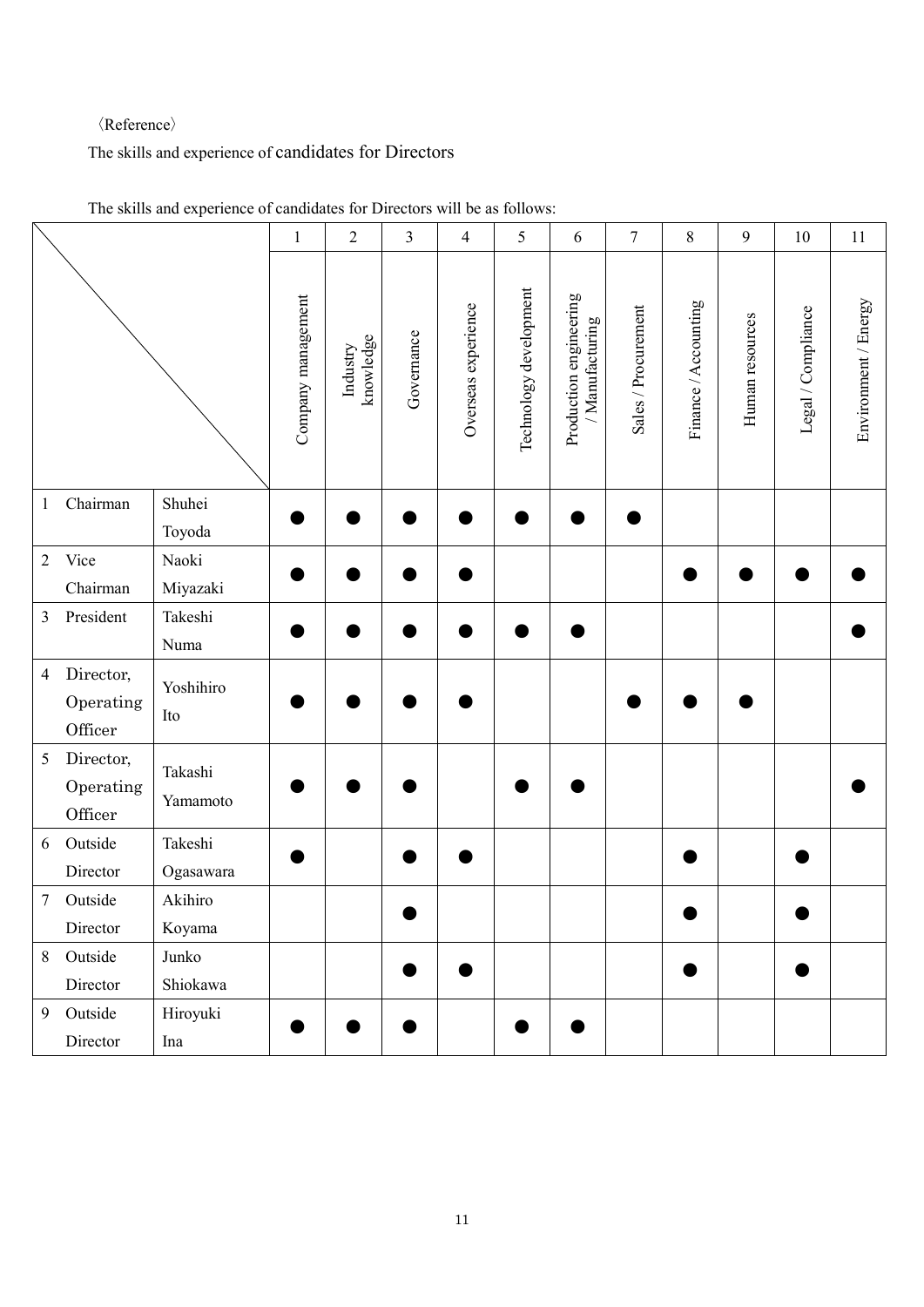〈Reference〉

The skills and experience of candidates for Directors

The skills and experience of candidates for Directors will be as follows:

| | | | 1 | 2 | 3 | 4 | 5 | 6 | 7 | 8 | 9 | 10 | 11 |
|---|---|---|---|---|---|---|---|---|---|---|---|---|---|
| | | | Company management | Industry knowledge | Governance | Overseas experience | Technology development | Production engineering / Manufacturing | Sales / Procurement | Finance / Accounting | Human resources | Legal / Compliance | Environment / Energy |
| 1 | Chairman | Shuhei Toyoda | ● | ● | ● | ● | ● | ● | ● | | | | |
| 2 | Vice Chairman | Naoki Miyazaki | ● | ● | ● | ● | | | | ● | ● | ● | ● |
| 3 | President | Takeshi Numa | ● | ● | ● | ● | ● | ● | | | | | ● |
| 4 | Director, Operating Officer | Yoshihiro Ito | ● | ● | ● | ● | | | ● | ● | ● | | |
| 5 | Director, Operating Officer | Takashi Yamamoto | ● | ● | ● | | ● | ● | | | | | ● |
| 6 | Outside Director | Takeshi Ogasawara | ● | | ● | ● | | | | ● | | ● | |
| 7 | Outside Director | Akihiro Koyama | | | ● | | | | | ● | | ● | |
| 8 | Outside Director | Junko Shiokawa | | | ● | ● | | | | ● | | ● | |
| 9 | Outside Director | Hiroyuki Ina | ● | ● | ● | | ● | ● | | | | | |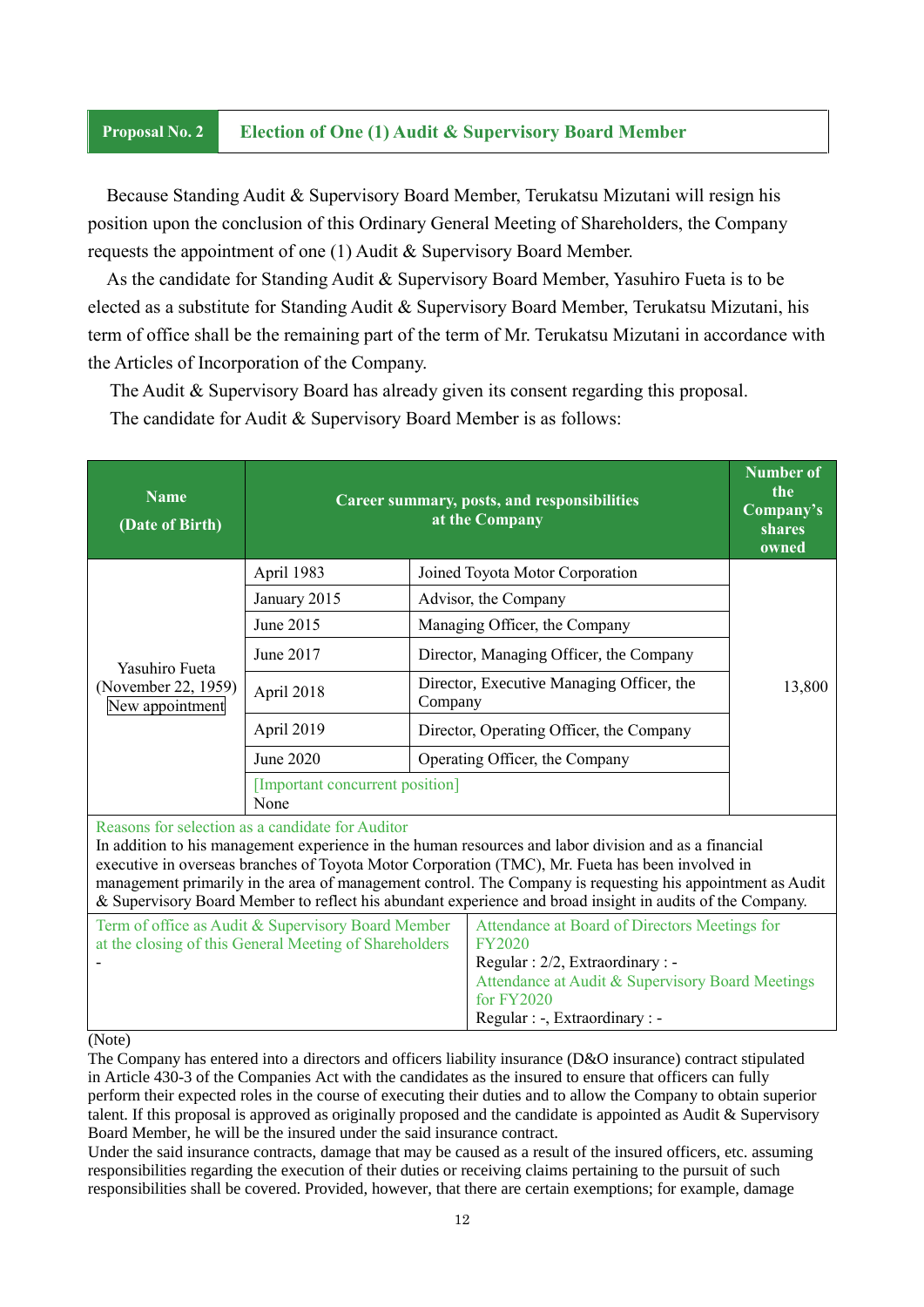## Proposal No. 2 Election of One (1) Audit & Supervisory Board Member

Because Standing Audit & Supervisory Board Member, Terukatsu Mizutani will resign his position upon the conclusion of this Ordinary General Meeting of Shareholders, the Company requests the appointment of one (1) Audit & Supervisory Board Member.

As the candidate for Standing Audit & Supervisory Board Member, Yasuhiro Fueta is to be elected as a substitute for Standing Audit & Supervisory Board Member, Terukatsu Mizutani, his term of office shall be the remaining part of the term of Mr. Terukatsu Mizutani in accordance with the Articles of Incorporation of the Company.

The Audit & Supervisory Board has already given its consent regarding this proposal.

The candidate for Audit & Supervisory Board Member is as follows:

| Name (Date of Birth) | Career summary, posts, and responsibilities at the Company | | Number of the Company's shares owned |
|---|---|---|---|
| Yasuhiro Fueta (November 22, 1959) New appointment | April 1983 | Joined Toyota Motor Corporation | 13,800 |
| | January 2015 | Advisor, the Company | |
| | June 2015 | Managing Officer, the Company | |
| | June 2017 | Director, Managing Officer, the Company | |
| | April 2018 | Director, Executive Managing Officer, the Company | |
| | April 2019 | Director, Operating Officer, the Company | |
| | June 2020 | Operating Officer, the Company | |
| | [Important concurrent position] None | | |

**Reasons for selection as a candidate for Auditor**

In addition to his management experience in the human resources and labor division and as a financial executive in overseas branches of Toyota Motor Corporation (TMC), Mr. Fueta has been involved in management primarily in the area of management control. The Company is requesting his appointment as Audit & Supervisory Board Member to reflect his abundant experience and broad insight in audits of the Company.

| Term of office as Audit & Supervisory Board Member at the closing of this General Meeting of Shareholders | Attendance at Board of Directors Meetings for FY2020 / Attendance at Audit & Supervisory Board Meetings for FY2020 |
|---|---|
| - | Board of Directors — Regular : 2/2, Extraordinary : -<br>Audit & Supervisory Board — Regular : -, Extraordinary : - |

(Note)

The Company has entered into a directors and officers liability insurance (D&O insurance) contract stipulated in Article 430-3 of the Companies Act with the candidates as the insured to ensure that officers can fully perform their expected roles in the course of executing their duties and to allow the Company to obtain superior talent. If this proposal is approved as originally proposed and the candidate is appointed as Audit & Supervisory Board Member, he will be the insured under the said insurance contract.

Under the said insurance contracts, damage that may be caused as a result of the insured officers, etc. assuming responsibilities regarding the execution of their duties or receiving claims pertaining to the pursuit of such responsibilities shall be covered. Provided, however, that there are certain exemptions; for example, damage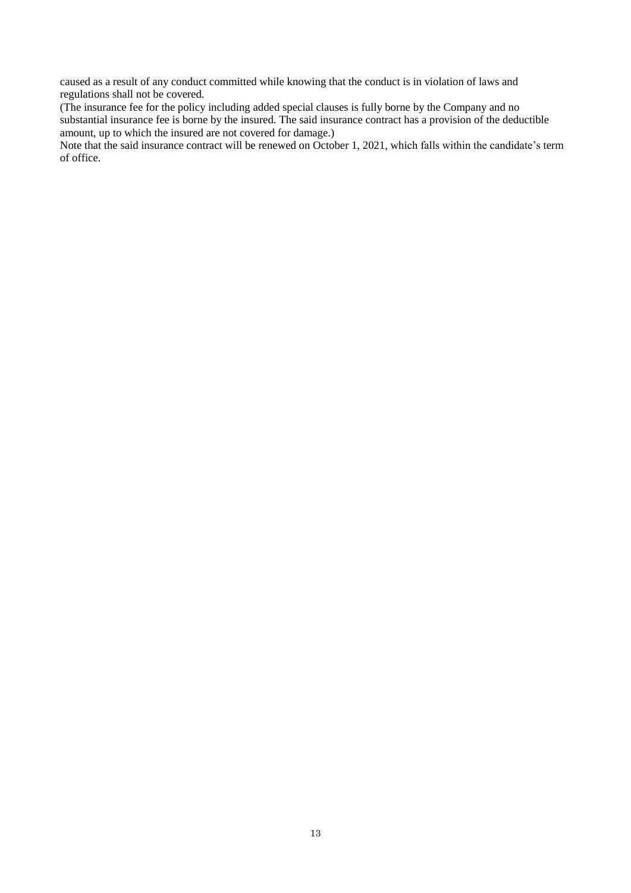caused as a result of any conduct committed while knowing that the conduct is in violation of laws and regulations shall not be covered.

(The insurance fee for the policy including added special clauses is fully borne by the Company and no substantial insurance fee is borne by the insured. The said insurance contract has a provision of the deductible amount, up to which the insured are not covered for damage.)

Note that the said insurance contract will be renewed on October 1, 2021, which falls within the candidate's term of office.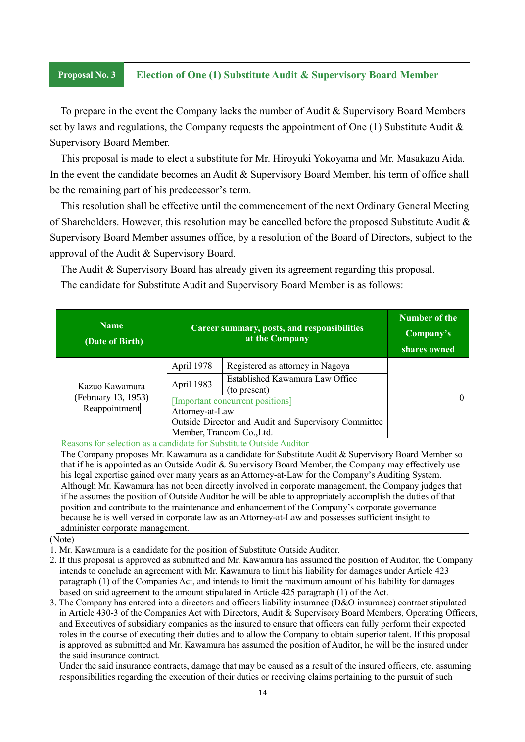## Proposal No. 3 Election of One (1) Substitute Audit & Supervisory Board Member

To prepare in the event the Company lacks the number of Audit & Supervisory Board Members set by laws and regulations, the Company requests the appointment of One (1) Substitute Audit & Supervisory Board Member.

This proposal is made to elect a substitute for Mr. Hiroyuki Yokoyama and Mr. Masakazu Aida. In the event the candidate becomes an Audit & Supervisory Board Member, his term of office shall be the remaining part of his predecessor's term.

This resolution shall be effective until the commencement of the next Ordinary General Meeting of Shareholders. However, this resolution may be cancelled before the proposed Substitute Audit & Supervisory Board Member assumes office, by a resolution of the Board of Directors, subject to the approval of the Audit & Supervisory Board.

The Audit & Supervisory Board has already given its agreement regarding this proposal.

The candidate for Substitute Audit and Supervisory Board Member is as follows:

| Name (Date of Birth) | Career summary, posts, and responsibilities at the Company | | Number of the Company's shares owned |
|---|---|---|---|
| Kazuo Kawamura (February 13, 1953) Reappointment | April 1978 | Registered as attorney in Nagoya | 0 |
| | April 1983 | Established Kawamura Law Office (to present) | |
| | [Important concurrent positions] Attorney-at-Law Outside Director and Audit and Supervisory Committee Member, Trancom Co.,Ltd. | | |

Reasons for selection as a candidate for Substitute Outside Auditor

The Company proposes Mr. Kawamura as a candidate for Substitute Audit & Supervisory Board Member so that if he is appointed as an Outside Audit & Supervisory Board Member, the Company may effectively use his legal expertise gained over many years as an Attorney-at-Law for the Company's Auditing System. Although Mr. Kawamura has not been directly involved in corporate management, the Company judges that if he assumes the position of Outside Auditor he will be able to appropriately accomplish the duties of that position and contribute to the maintenance and enhancement of the Company's corporate governance because he is well versed in corporate law as an Attorney-at-Law and possesses sufficient insight to administer corporate management.

(Note)

1. Mr. Kawamura is a candidate for the position of Substitute Outside Auditor.
2. If this proposal is approved as submitted and Mr. Kawamura has assumed the position of Auditor, the Company intends to conclude an agreement with Mr. Kawamura to limit his liability for damages under Article 423 paragraph (1) of the Companies Act, and intends to limit the maximum amount of his liability for damages based on said agreement to the amount stipulated in Article 425 paragraph (1) of the Act.
3. The Company has entered into a directors and officers liability insurance (D&O insurance) contract stipulated in Article 430-3 of the Companies Act with Directors, Audit & Supervisory Board Members, Operating Officers, and Executives of subsidiary companies as the insured to ensure that officers can fully perform their expected roles in the course of executing their duties and to allow the Company to obtain superior talent. If this proposal is approved as submitted and Mr. Kawamura has assumed the position of Auditor, he will be the insured under the said insurance contract.

   Under the said insurance contracts, damage that may be caused as a result of the insured officers, etc. assuming responsibilities regarding the execution of their duties or receiving claims pertaining to the pursuit of such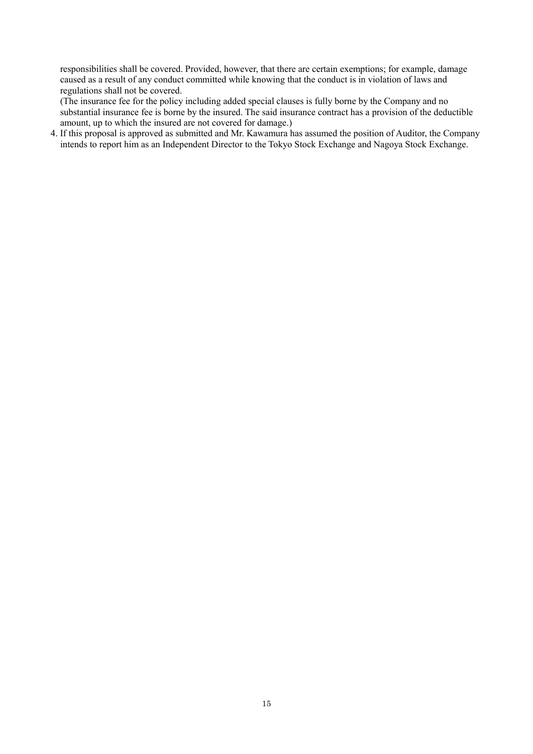responsibilities shall be covered. Provided, however, that there are certain exemptions; for example, damage caused as a result of any conduct committed while knowing that the conduct is in violation of laws and regulations shall not be covered.
(The insurance fee for the policy including added special clauses is fully borne by the Company and no substantial insurance fee is borne by the insured. The said insurance contract has a provision of the deductible amount, up to which the insured are not covered for damage.)

4. If this proposal is approved as submitted and Mr. Kawamura has assumed the position of Auditor, the Company intends to report him as an Independent Director to the Tokyo Stock Exchange and Nagoya Stock Exchange.